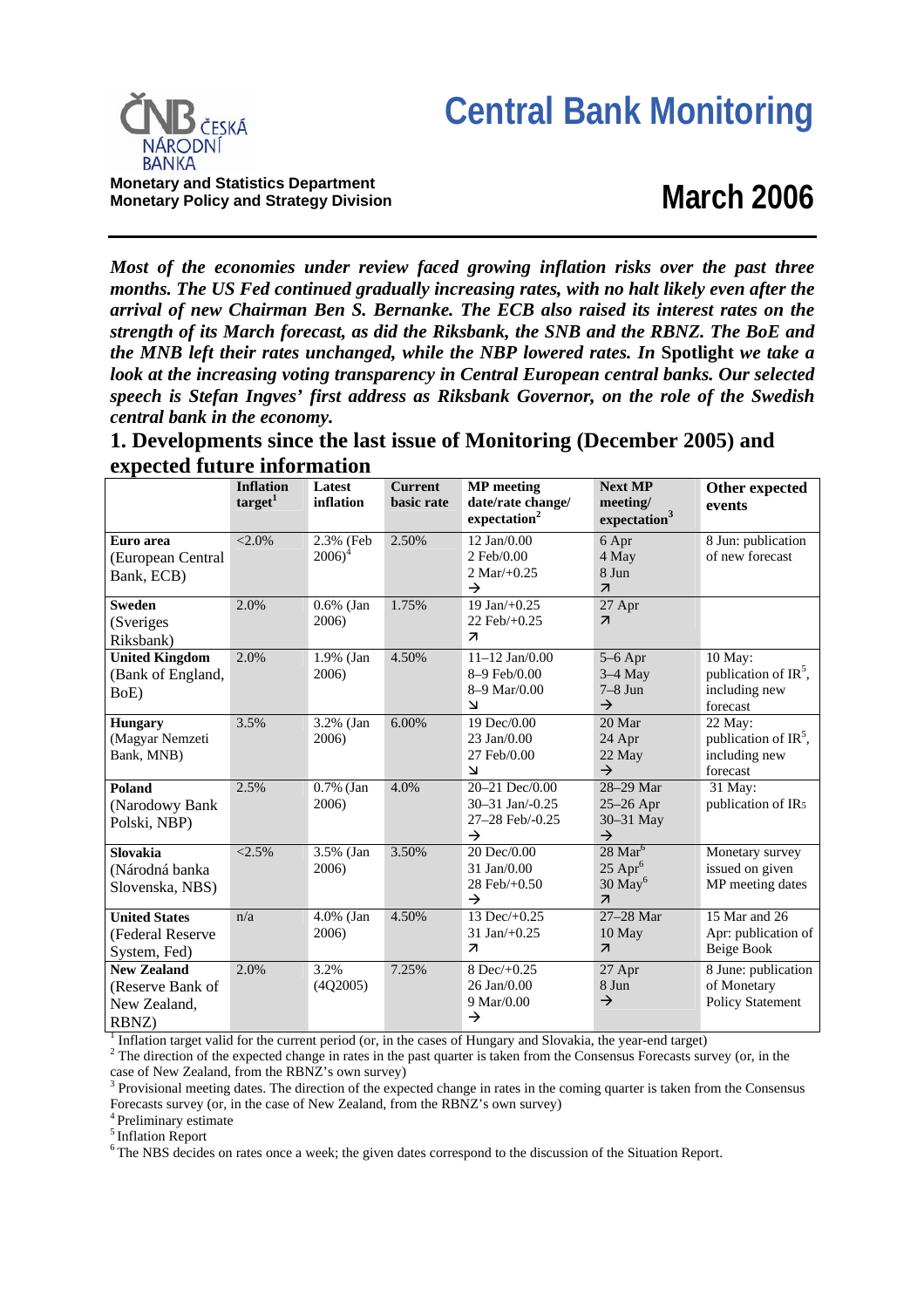# Central Bank Monitoring

**Monetary and Statistics Department**
**Monetary Policy and Strategy Division**

# March 2006

***Most of the economies under review faced growing inflation risks over the past three months. The US Fed continued gradually increasing rates, with no halt likely even after the arrival of new Chairman Ben S. Bernanke. The ECB also raised its interest rates on the strength of its March forecast, as did the Riksbank, the SNB and the RBNZ. The BoE and the MNB left their rates unchanged, while the NBP lowered rates. In* Spotlight *we take a look at the increasing voting transparency in Central European central banks. Our selected speech is Stefan Ingves' first address as Riksbank Governor, on the role of the Swedish central bank in the economy.***

## 1. Developments since the last issue of Monitoring (December 2005) and expected future information

| | Inflation target[1] | Latest inflation | Current basic rate | MP meeting date/rate change/ expectation[2] | Next MP meeting/ expectation[3] | Other expected events |
|---|---|---|---|---|---|---|
| **Euro area** (European Central Bank, ECB) | <2.0% | 2.3% (Feb 2006)[4] | 2.50% | 12 Jan/0.00<br>2 Feb/0.00<br>2 Mar/+0.25<br>→ | 6 Apr<br>4 May<br>8 Jun<br>↗ | 8 Jun: publication of new forecast |
| **Sweden** (Sveriges Riksbank) | 2.0% | 0.6% (Jan 2006) | 1.75% | 19 Jan/+0.25<br>22 Feb/+0.25<br>↗ | 27 Apr<br>↗ | |
| **United Kingdom** (Bank of England, BoE) | 2.0% | 1.9% (Jan 2006) | 4.50% | 11–12 Jan/0.00<br>8–9 Feb/0.00<br>8–9 Mar/0.00<br>↘ | 5–6 Apr<br>3–4 May<br>7–8 Jun<br>→ | 10 May: publication of IR[5], including new forecast |
| **Hungary** (Magyar Nemzeti Bank, MNB) | 3.5% | 3.2% (Jan 2006) | 6.00% | 19 Dec/0.00<br>23 Jan/0.00<br>27 Feb/0.00<br>↘ | 20 Mar<br>24 Apr<br>22 May<br>→ | 22 May: publication of IR[5], including new forecast |
| **Poland** (Narodowy Bank Polski, NBP) | 2.5% | 0.7% (Jan 2006) | 4.0% | 20–21 Dec/0.00<br>30–31 Jan/-0.25<br>27–28 Feb/-0.25<br>→ | 28–29 Mar<br>25–26 Apr<br>30–31 May<br>→ | 31 May: publication of IR[5] |
| **Slovakia** (Národná banka Slovenska, NBS) | <2.5% | 3.5% (Jan 2006) | 3.50% | 20 Dec/0.00<br>31 Jan/0.00<br>28 Feb/+0.50<br>→ | 28 Mar[6]<br>25 Apr[6]<br>30 May[6]<br>↗ | Monetary survey issued on given MP meeting dates |
| **United States** (Federal Reserve System, Fed) | n/a | 4.0% (Jan 2006) | 4.50% | 13 Dec/+0.25<br>31 Jan/+0.25<br>↗ | 27–28 Mar<br>10 May<br>↗ | 15 Mar and 26 Apr: publication of Beige Book |
| **New Zealand** (Reserve Bank of New Zealand, RBNZ) | 2.0% | 3.2% (4Q2005) | 7.25% | 8 Dec/+0.25<br>26 Jan/0.00<br>9 Mar/0.00<br>→ | 27 Apr<br>8 Jun<br>→ | 8 June: publication of Monetary Policy Statement |

[1] Inflation target valid for the current period (or, in the cases of Hungary and Slovakia, the year-end target)
[2] The direction of the expected change in rates in the past quarter is taken from the Consensus Forecasts survey (or, in the case of New Zealand, from the RBNZ's own survey)
[3] Provisional meeting dates. The direction of the expected change in rates in the coming quarter is taken from the Consensus Forecasts survey (or, in the case of New Zealand, from the RBNZ's own survey)
[4] Preliminary estimate
[5] Inflation Report
[6] The NBS decides on rates once a week; the given dates correspond to the discussion of the Situation Report.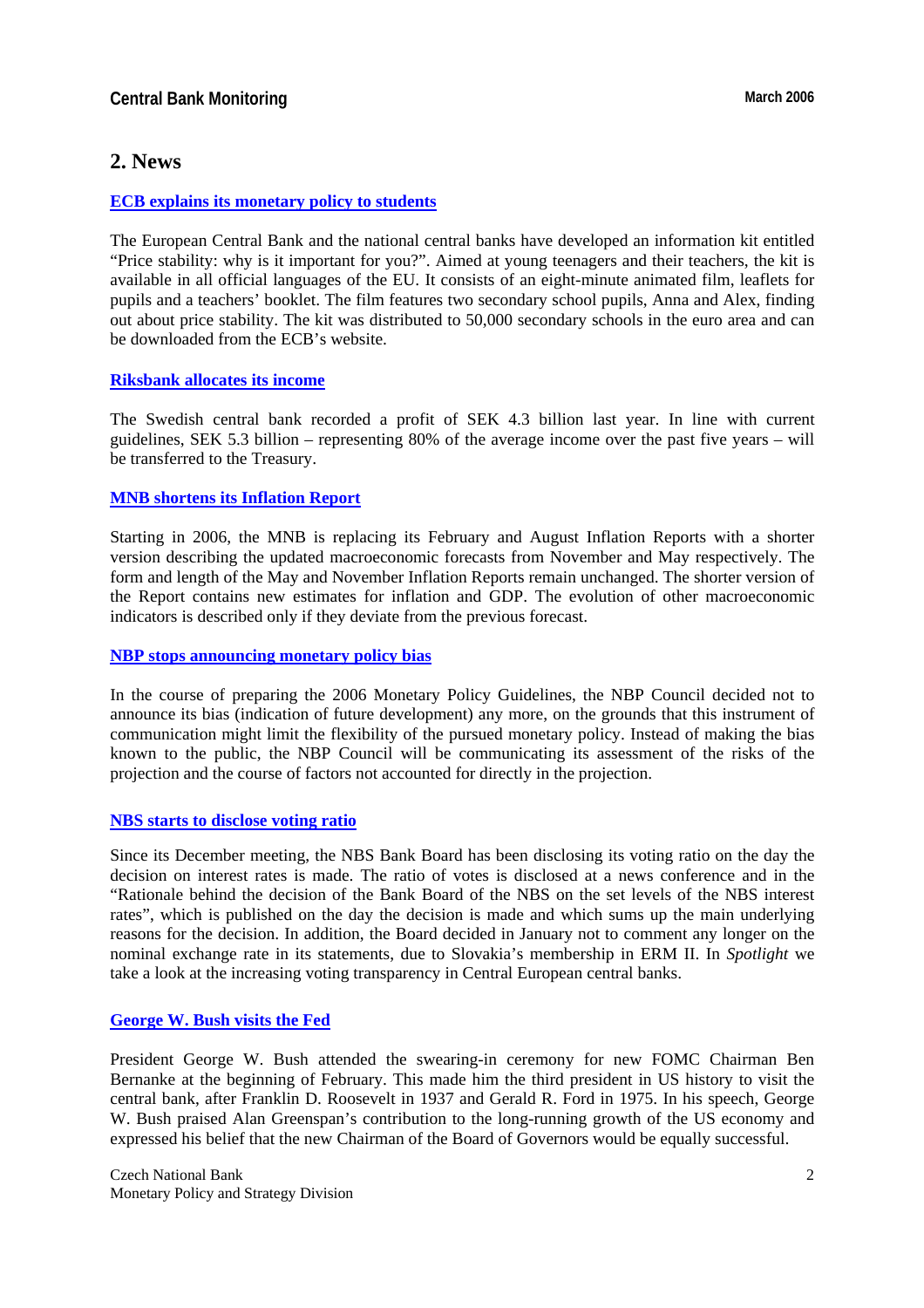## 2. News

**ECB explains its monetary policy to students**

The European Central Bank and the national central banks have developed an information kit entitled "Price stability: why is it important for you?". Aimed at young teenagers and their teachers, the kit is available in all official languages of the EU. It consists of an eight-minute animated film, leaflets for pupils and a teachers' booklet. The film features two secondary school pupils, Anna and Alex, finding out about price stability. The kit was distributed to 50,000 secondary schools in the euro area and can be downloaded from the ECB's website.

**Riksbank allocates its income**

The Swedish central bank recorded a profit of SEK 4.3 billion last year. In line with current guidelines, SEK 5.3 billion – representing 80% of the average income over the past five years – will be transferred to the Treasury.

**MNB shortens its Inflation Report**

Starting in 2006, the MNB is replacing its February and August Inflation Reports with a shorter version describing the updated macroeconomic forecasts from November and May respectively. The form and length of the May and November Inflation Reports remain unchanged. The shorter version of the Report contains new estimates for inflation and GDP. The evolution of other macroeconomic indicators is described only if they deviate from the previous forecast.

**NBP stops announcing monetary policy bias**

In the course of preparing the 2006 Monetary Policy Guidelines, the NBP Council decided not to announce its bias (indication of future development) any more, on the grounds that this instrument of communication might limit the flexibility of the pursued monetary policy. Instead of making the bias known to the public, the NBP Council will be communicating its assessment of the risks of the projection and the course of factors not accounted for directly in the projection.

**NBS starts to disclose voting ratio**

Since its December meeting, the NBS Bank Board has been disclosing its voting ratio on the day the decision on interest rates is made. The ratio of votes is disclosed at a news conference and in the "Rationale behind the decision of the Bank Board of the NBS on the set levels of the NBS interest rates", which is published on the day the decision is made and which sums up the main underlying reasons for the decision. In addition, the Board decided in January not to comment any longer on the nominal exchange rate in its statements, due to Slovakia's membership in ERM II. In *Spotlight* we take a look at the increasing voting transparency in Central European central banks.

**George W. Bush visits the Fed**

President George W. Bush attended the swearing-in ceremony for new FOMC Chairman Ben Bernanke at the beginning of February. This made him the third president in US history to visit the central bank, after Franklin D. Roosevelt in 1937 and Gerald R. Ford in 1975. In his speech, George W. Bush praised Alan Greenspan's contribution to the long-running growth of the US economy and expressed his belief that the new Chairman of the Board of Governors would be equally successful.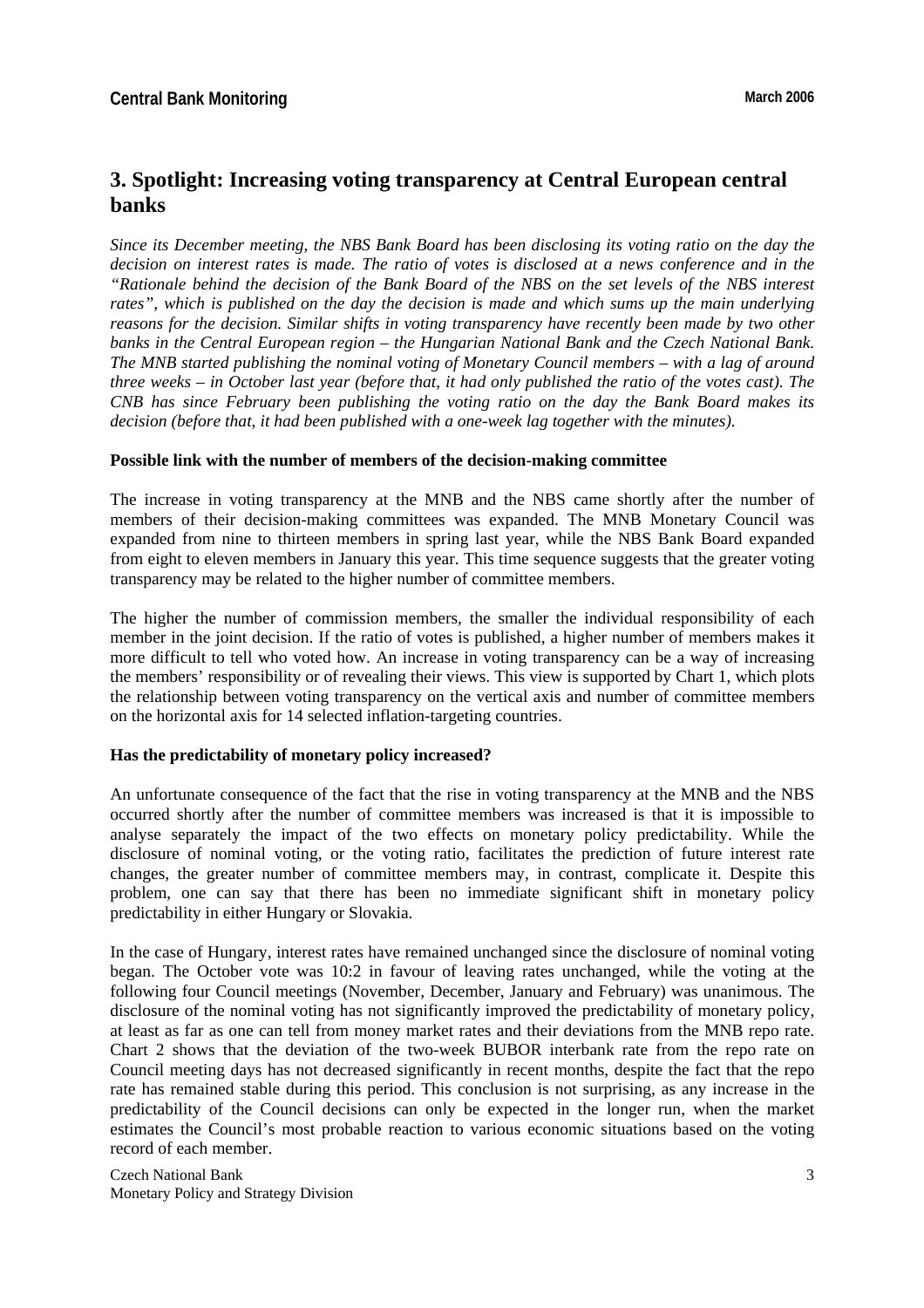## 3. Spotlight: Increasing voting transparency at Central European central banks

*Since its December meeting, the NBS Bank Board has been disclosing its voting ratio on the day the decision on interest rates is made. The ratio of votes is disclosed at a news conference and in the "Rationale behind the decision of the Bank Board of the NBS on the set levels of the NBS interest rates", which is published on the day the decision is made and which sums up the main underlying reasons for the decision. Similar shifts in voting transparency have recently been made by two other banks in the Central European region – the Hungarian National Bank and the Czech National Bank. The MNB started publishing the nominal voting of Monetary Council members – with a lag of around three weeks – in October last year (before that, it had only published the ratio of the votes cast). The CNB has since February been publishing the voting ratio on the day the Bank Board makes its decision (before that, it had been published with a one-week lag together with the minutes).*

**Possible link with the number of members of the decision-making committee**

The increase in voting transparency at the MNB and the NBS came shortly after the number of members of their decision-making committees was expanded. The MNB Monetary Council was expanded from nine to thirteen members in spring last year, while the NBS Bank Board expanded from eight to eleven members in January this year. This time sequence suggests that the greater voting transparency may be related to the higher number of committee members.

The higher the number of commission members, the smaller the individual responsibility of each member in the joint decision. If the ratio of votes is published, a higher number of members makes it more difficult to tell who voted how. An increase in voting transparency can be a way of increasing the members' responsibility or of revealing their views. This view is supported by Chart 1, which plots the relationship between voting transparency on the vertical axis and number of committee members on the horizontal axis for 14 selected inflation-targeting countries.

**Has the predictability of monetary policy increased?**

An unfortunate consequence of the fact that the rise in voting transparency at the MNB and the NBS occurred shortly after the number of committee members was increased is that it is impossible to analyse separately the impact of the two effects on monetary policy predictability. While the disclosure of nominal voting, or the voting ratio, facilitates the prediction of future interest rate changes, the greater number of committee members may, in contrast, complicate it. Despite this problem, one can say that there has been no immediate significant shift in monetary policy predictability in either Hungary or Slovakia.

In the case of Hungary, interest rates have remained unchanged since the disclosure of nominal voting began. The October vote was 10:2 in favour of leaving rates unchanged, while the voting at the following four Council meetings (November, December, January and February) was unanimous. The disclosure of the nominal voting has not significantly improved the predictability of monetary policy, at least as far as one can tell from money market rates and their deviations from the MNB repo rate. Chart 2 shows that the deviation of the two-week BUBOR interbank rate from the repo rate on Council meeting days has not decreased significantly in recent months, despite the fact that the repo rate has remained stable during this period. This conclusion is not surprising, as any increase in the predictability of the Council decisions can only be expected in the longer run, when the market estimates the Council's most probable reaction to various economic situations based on the voting record of each member.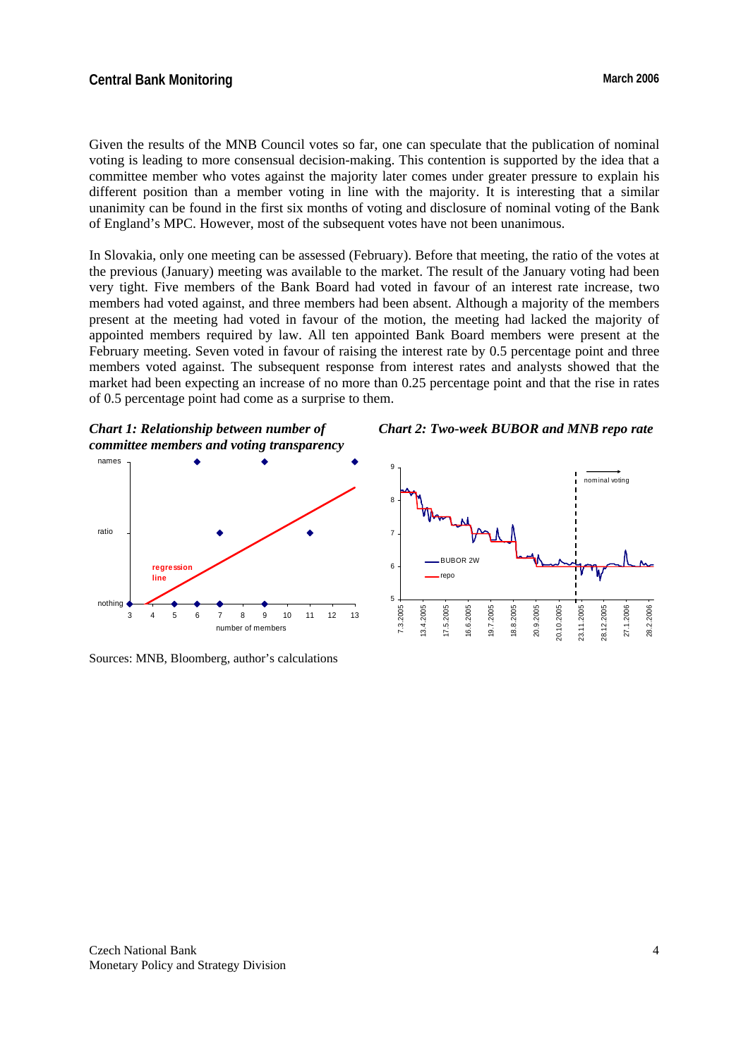Given the results of the MNB Council votes so far, one can speculate that the publication of nominal voting is leading to more consensual decision-making. This contention is supported by the idea that a committee member who votes against the majority later comes under greater pressure to explain his different position than a member voting in line with the majority. It is interesting that a similar unanimity can be found in the first six months of voting and disclosure of nominal voting of the Bank of England's MPC. However, most of the subsequent votes have not been unanimous.

In Slovakia, only one meeting can be assessed (February). Before that meeting, the ratio of the votes at the previous (January) meeting was available to the market. The result of the January voting had been very tight. Five members of the Bank Board had voted in favour of an interest rate increase, two members had voted against, and three members had been absent. Although a majority of the members present at the meeting had voted in favour of the motion, the meeting had lacked the majority of appointed members required by law. All ten appointed Bank Board members were present at the February meeting. Seven voted in favour of raising the interest rate by 0.5 percentage point and three members voted against. The subsequent response from interest rates and analysts showed that the market had been expecting an increase of no more than 0.25 percentage point and that the rise in rates of 0.5 percentage point had come as a surprise to them.

***Chart 1: Relationship between number of committee members and voting transparency***

***Chart 2: Two-week BUBOR and MNB repo rate***

Sources: MNB, Bloomberg, author's calculations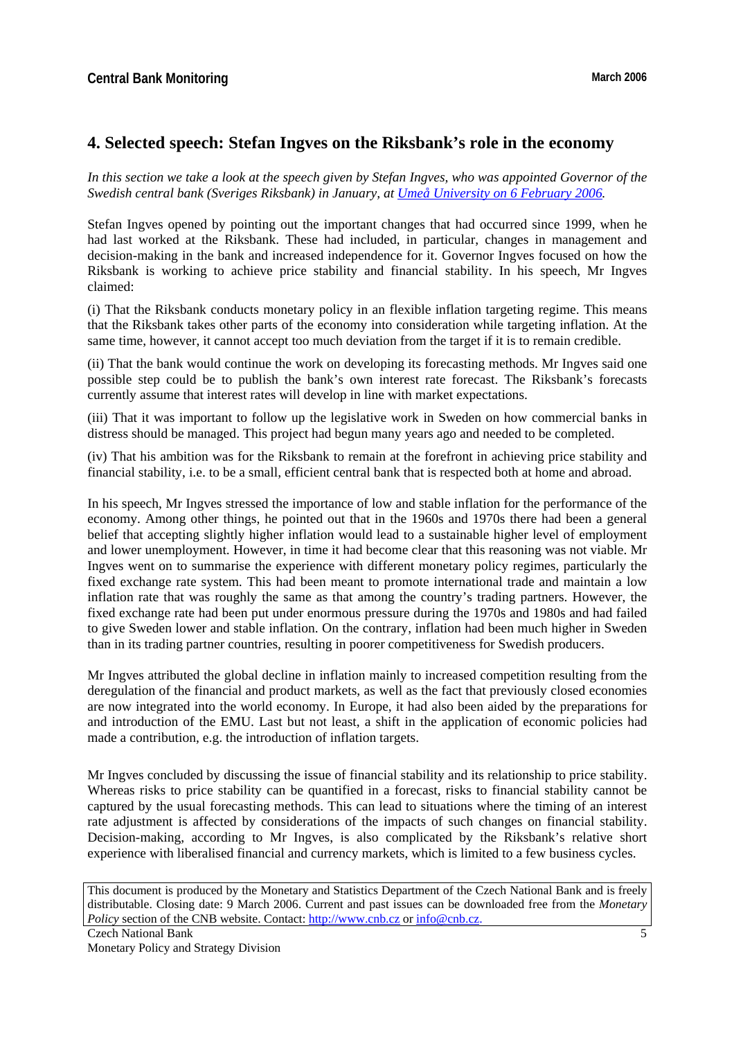## 4. Selected speech: Stefan Ingves on the Riksbank's role in the economy

*In this section we take a look at the speech given by Stefan Ingves, who was appointed Governor of the Swedish central bank (Sveriges Riksbank) in January, at [Umeå University on 6 February 2006](#).*

Stefan Ingves opened by pointing out the important changes that had occurred since 1999, when he had last worked at the Riksbank. These had included, in particular, changes in management and decision-making in the bank and increased independence for it. Governor Ingves focused on how the Riksbank is working to achieve price stability and financial stability. In his speech, Mr Ingves claimed:

(i) That the Riksbank conducts monetary policy in an flexible inflation targeting regime. This means that the Riksbank takes other parts of the economy into consideration while targeting inflation. At the same time, however, it cannot accept too much deviation from the target if it is to remain credible.

(ii) That the bank would continue the work on developing its forecasting methods. Mr Ingves said one possible step could be to publish the bank's own interest rate forecast. The Riksbank's forecasts currently assume that interest rates will develop in line with market expectations.

(iii) That it was important to follow up the legislative work in Sweden on how commercial banks in distress should be managed. This project had begun many years ago and needed to be completed.

(iv) That his ambition was for the Riksbank to remain at the forefront in achieving price stability and financial stability, i.e. to be a small, efficient central bank that is respected both at home and abroad.

In his speech, Mr Ingves stressed the importance of low and stable inflation for the performance of the economy. Among other things, he pointed out that in the 1960s and 1970s there had been a general belief that accepting slightly higher inflation would lead to a sustainable higher level of employment and lower unemployment. However, in time it had become clear that this reasoning was not viable. Mr Ingves went on to summarise the experience with different monetary policy regimes, particularly the fixed exchange rate system. This had been meant to promote international trade and maintain a low inflation rate that was roughly the same as that among the country's trading partners. However, the fixed exchange rate had been put under enormous pressure during the 1970s and 1980s and had failed to give Sweden lower and stable inflation. On the contrary, inflation had been much higher in Sweden than in its trading partner countries, resulting in poorer competitiveness for Swedish producers.

Mr Ingves attributed the global decline in inflation mainly to increased competition resulting from the deregulation of the financial and product markets, as well as the fact that previously closed economies are now integrated into the world economy. In Europe, it had also been aided by the preparations for and introduction of the EMU. Last but not least, a shift in the application of economic policies had made a contribution, e.g. the introduction of inflation targets.

Mr Ingves concluded by discussing the issue of financial stability and its relationship to price stability. Whereas risks to price stability can be quantified in a forecast, risks to financial stability cannot be captured by the usual forecasting methods. This can lead to situations where the timing of an interest rate adjustment is affected by considerations of the impacts of such changes on financial stability. Decision-making, according to Mr Ingves, is also complicated by the Riksbank's relative short experience with liberalised financial and currency markets, which is limited to a few business cycles.

This document is produced by the Monetary and Statistics Department of the Czech National Bank and is freely distributable. Closing date: 9 March 2006. Current and past issues can be downloaded free from the *Monetary Policy* section of the CNB website. Contact: http://www.cnb.cz or info@cnb.cz.